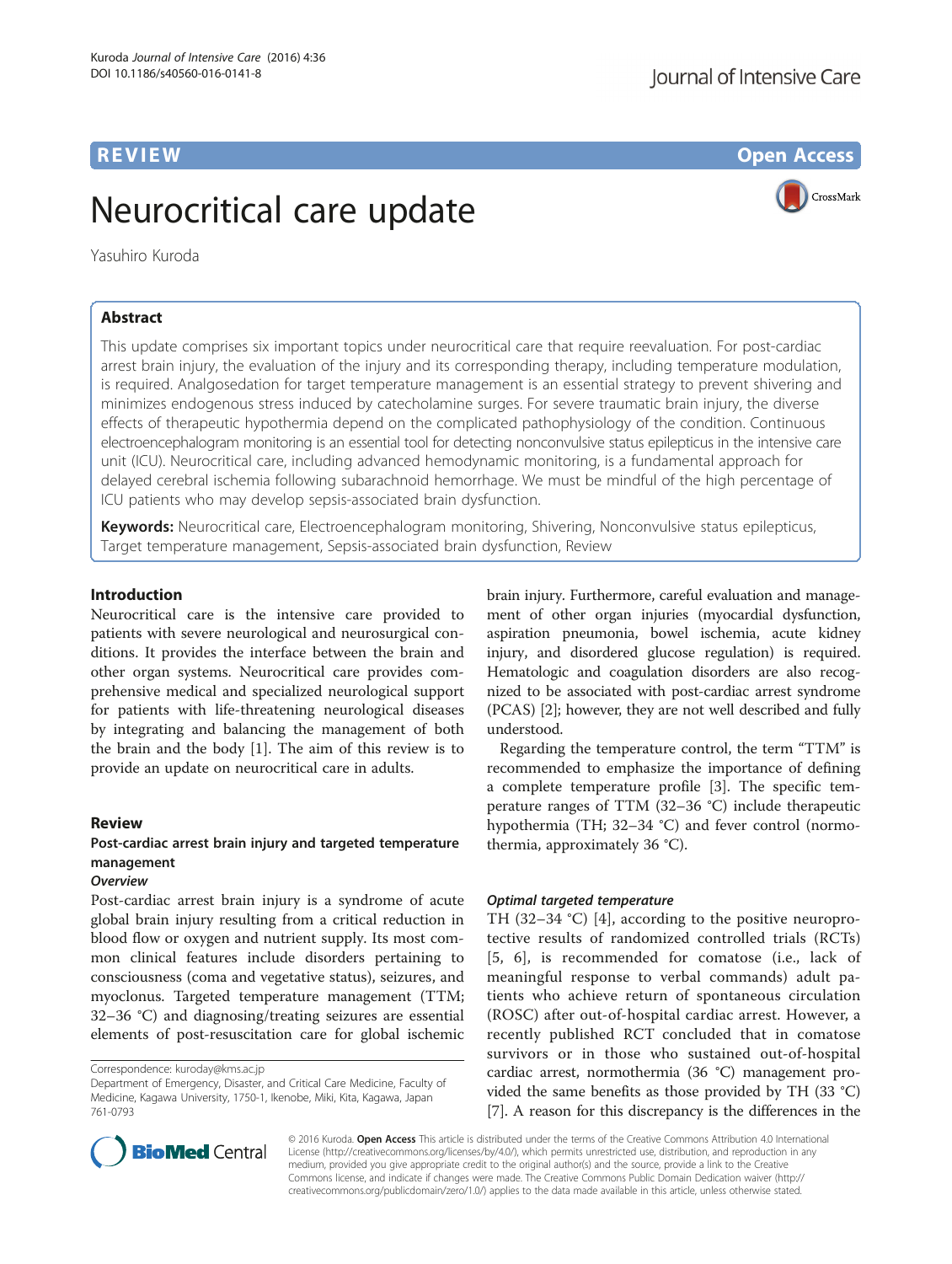REVIEW Open Access

# Neurocritical care update

Yasuhiro Kuroda

## Abstract

This update comprises six important topics under neurocritical care that require reevaluation. For post-cardiac arrest brain injury, the evaluation of the injury and its corresponding therapy, including temperature modulation, is required. Analgosedation for target temperature management is an essential strategy to prevent shivering and minimizes endogenous stress induced by catecholamine surges. For severe traumatic brain injury, the diverse effects of therapeutic hypothermia depend on the complicated pathophysiology of the condition. Continuous electroencephalogram monitoring is an essential tool for detecting nonconvulsive status epilepticus in the intensive care unit (ICU). Neurocritical care, including advanced hemodynamic monitoring, is a fundamental approach for delayed cerebral ischemia following subarachnoid hemorrhage. We must be mindful of the high percentage of ICU patients who may develop sepsis-associated brain dysfunction.

**Keywords:** Neurocritical care, Electroencephalogram monitoring, Shivering, Nonconvulsive status epilepticus, Target temperature management, Sepsis-associated brain dysfunction, Review

## Introduction

Neurocritical care is the intensive care provided to patients with severe neurological and neurosurgical conditions. It provides the interface between the brain and other organ systems. Neurocritical care provides comprehensive medical and specialized neurological support for patients with life-threatening neurological diseases by integrating and balancing the management of both the brain and the body [1]. The aim of this review is to provide an update on neurocritical care in adults.

## Review

### Post-cardiac arrest brain injury and targeted temperature management

#### *Overview*

Post-cardiac arrest brain injury is a syndrome of acute global brain injury resulting from a critical reduction in blood flow or oxygen and nutrient supply. Its most common clinical features include disorders pertaining to consciousness (coma and vegetative status), seizures, and myoclonus. Targeted temperature management (TTM; 32–36 °C) and diagnosing/treating seizures are essential elements of post-resuscitation care for global ischemic brain injury. Furthermore, careful evaluation and management of other organ injuries (myocardial dysfunction, aspiration pneumonia, bowel ischemia, acute kidney injury, and disordered glucose regulation) is required. Hematologic and coagulation disorders are also recognized to be associated with post-cardiac arrest syndrome (PCAS) [2]; however, they are not well described and fully understood.

Regarding the temperature control, the term "TTM" is recommended to emphasize the importance of defining a complete temperature profile [3]. The specific temperature ranges of TTM (32–36 °C) include therapeutic hypothermia (TH; 32–34 °C) and fever control (normothermia, approximately 36 °C).

#### *Optimal targeted temperature*

TH (32–34 °C) [4], according to the positive neuroprotective results of randomized controlled trials (RCTs) [5, 6], is recommended for comatose (i.e., lack of meaningful response to verbal commands) adult patients who achieve return of spontaneous circulation (ROSC) after out-of-hospital cardiac arrest. However, a recently published RCT concluded that in comatose survivors or in those who sustained out-of-hospital cardiac arrest, normothermia (36 °C) management provided the same benefits as those provided by TH (33 °C) [7]. A reason for this discrepancy is the differences in the

Correspondence: kuroday@kms.ac.jp
Department of Emergency, Disaster, and Critical Care Medicine, Faculty of Medicine, Kagawa University, 1750-1, Ikenobe, Miki, Kita, Kagawa, Japan 761-0793

© 2016 Kuroda. **Open Access** This article is distributed under the terms of the Creative Commons Attribution 4.0 International License (http://creativecommons.org/licenses/by/4.0/), which permits unrestricted use, distribution, and reproduction in any medium, provided you give appropriate credit to the original author(s) and the source, provide a link to the Creative Commons license, and indicate if changes were made. The Creative Commons Public Domain Dedication waiver (http://creativecommons.org/publicdomain/zero/1.0/) applies to the data made available in this article, unless otherwise stated.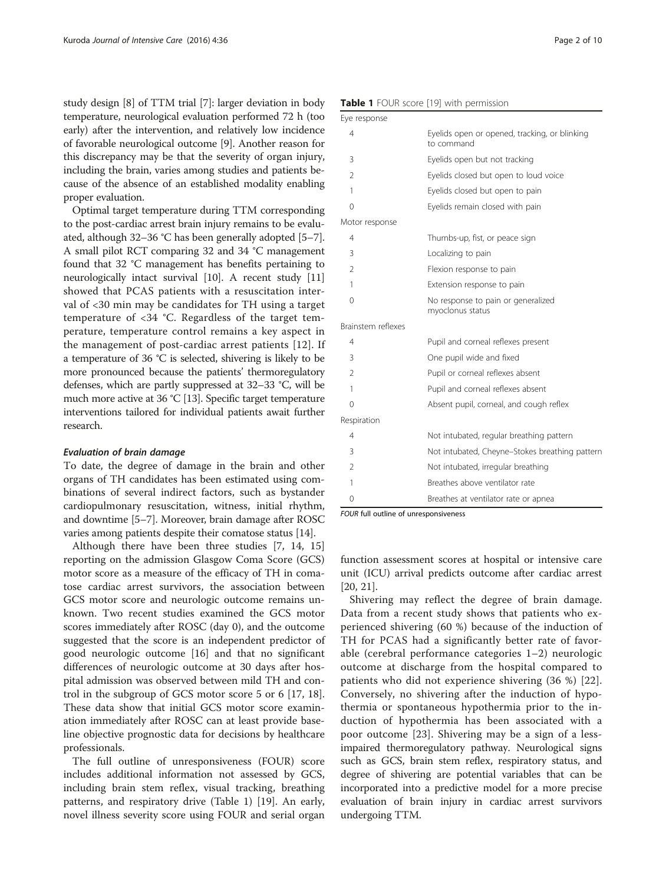study design [8] of TTM trial [7]: larger deviation in body temperature, neurological evaluation performed 72 h (too early) after the intervention, and relatively low incidence of favorable neurological outcome [9]. Another reason for this discrepancy may be that the severity of organ injury, including the brain, varies among studies and patients because of the absence of an established modality enabling proper evaluation.

Optimal target temperature during TTM corresponding to the post-cardiac arrest brain injury remains to be evaluated, although 32–36 °C has been generally adopted [5–7]. A small pilot RCT comparing 32 and 34 °C management found that 32 °C management has benefits pertaining to neurologically intact survival [10]. A recent study [11] showed that PCAS patients with a resuscitation interval of <30 min may be candidates for TH using a target temperature of <34 °C. Regardless of the target temperature, temperature control remains a key aspect in the management of post-cardiac arrest patients [12]. If a temperature of 36 °C is selected, shivering is likely to be more pronounced because the patients' thermoregulatory defenses, which are partly suppressed at 32–33 °C, will be much more active at 36 °C [13]. Specific target temperature interventions tailored for individual patients await further research.

### *Evaluation of brain damage*

To date, the degree of damage in the brain and other organs of TH candidates has been estimated using combinations of several indirect factors, such as bystander cardiopulmonary resuscitation, witness, initial rhythm, and downtime [5–7]. Moreover, brain damage after ROSC varies among patients despite their comatose status [14].

Although there have been three studies [7, 14, 15] reporting on the admission Glasgow Coma Score (GCS) motor score as a measure of the efficacy of TH in comatose cardiac arrest survivors, the association between GCS motor score and neurologic outcome remains unknown. Two recent studies examined the GCS motor scores immediately after ROSC (day 0), and the outcome suggested that the score is an independent predictor of good neurologic outcome [16] and that no significant differences of neurologic outcome at 30 days after hospital admission was observed between mild TH and control in the subgroup of GCS motor score 5 or 6 [17, 18]. These data show that initial GCS motor score examination immediately after ROSC can at least provide baseline objective prognostic data for decisions by healthcare professionals.

The full outline of unresponsiveness (FOUR) score includes additional information not assessed by GCS, including brain stem reflex, visual tracking, breathing patterns, and respiratory drive (Table 1) [19]. An early, novel illness severity score using FOUR and serial organ function assessment scores at hospital or intensive care unit (ICU) arrival predicts outcome after cardiac arrest [20, 21].

**Table 1** FOUR score [19] with permission

| | |
|---|---|
| **Eye response** | |
| 4 | Eyelids open or opened, tracking, or blinking to command |
| 3 | Eyelids open but not tracking |
| 2 | Eyelids closed but open to loud voice |
| 1 | Eyelids closed but open to pain |
| 0 | Eyelids remain closed with pain |
| **Motor response** | |
| 4 | Thumbs-up, fist, or peace sign |
| 3 | Localizing to pain |
| 2 | Flexion response to pain |
| 1 | Extension response to pain |
| 0 | No response to pain or generalized myoclonus status |
| **Brainstem reflexes** | |
| 4 | Pupil and corneal reflexes present |
| 3 | One pupil wide and fixed |
| 2 | Pupil or corneal reflexes absent |
| 1 | Pupil and corneal reflexes absent |
| 0 | Absent pupil, corneal, and cough reflex |
| **Respiration** | |
| 4 | Not intubated, regular breathing pattern |
| 3 | Not intubated, Cheyne–Stokes breathing pattern |
| 2 | Not intubated, irregular breathing |
| 1 | Breathes above ventilator rate |
| 0 | Breathes at ventilator rate or apnea |

*FOUR* full outline of unresponsiveness

Shivering may reflect the degree of brain damage. Data from a recent study shows that patients who experienced shivering (60 %) because of the induction of TH for PCAS had a significantly better rate of favorable (cerebral performance categories 1–2) neurologic outcome at discharge from the hospital compared to patients who did not experience shivering (36 %) [22]. Conversely, no shivering after the induction of hypothermia or spontaneous hypothermia prior to the induction of hypothermia has been associated with a poor outcome [23]. Shivering may be a sign of a less-impaired thermoregulatory pathway. Neurological signs such as GCS, brain stem reflex, respiratory status, and degree of shivering are potential variables that can be incorporated into a predictive model for a more precise evaluation of brain injury in cardiac arrest survivors undergoing TTM.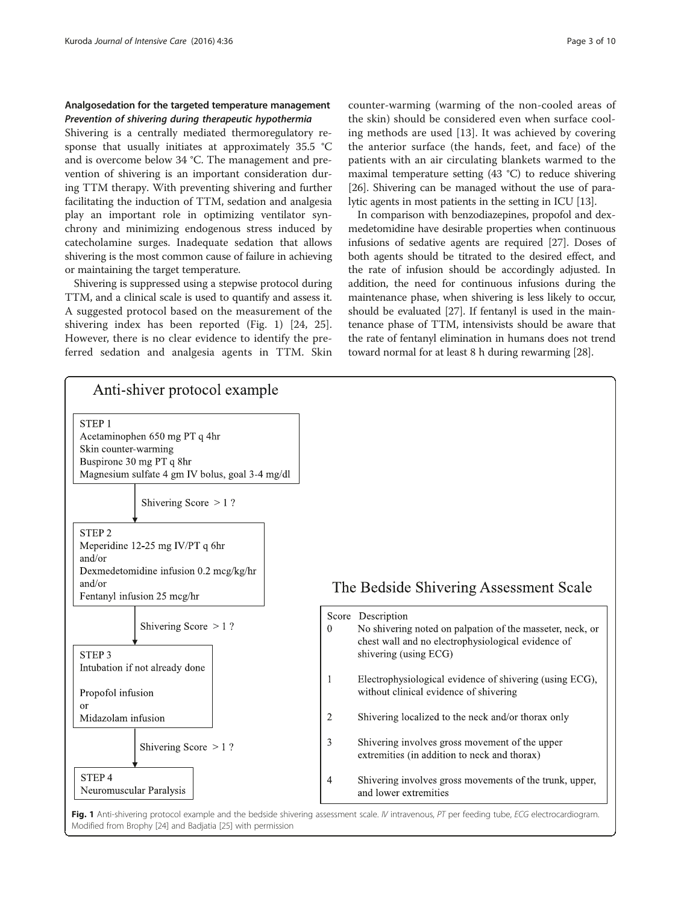## Analgosedation for the targeted temperature management

### *Prevention of shivering during therapeutic hypothermia*

Shivering is a centrally mediated thermoregulatory response that usually initiates at approximately 35.5 °C and is overcome below 34 °C. The management and prevention of shivering is an important consideration during TTM therapy. With preventing shivering and further facilitating the induction of TTM, sedation and analgesia play an important role in optimizing ventilator synchrony and minimizing endogenous stress induced by catecholamine surges. Inadequate sedation that allows shivering is the most common cause of failure in achieving or maintaining the target temperature.

Shivering is suppressed using a stepwise protocol during TTM, and a clinical scale is used to quantify and assess it. A suggested protocol based on the measurement of the shivering index has been reported (Fig. 1) [24, 25]. However, there is no clear evidence to identify the preferred sedation and analgesia agents in TTM. Skin counter-warming (warming of the non-cooled areas of the skin) should be considered even when surface cooling methods are used [13]. It was achieved by covering the anterior surface (the hands, feet, and face) of the patients with an air circulating blankets warmed to the maximal temperature setting (43 °C) to reduce shivering [26]. Shivering can be managed without the use of paralytic agents in most patients in the setting in ICU [13].

In comparison with benzodiazepines, propofol and dexmedetomidine have desirable properties when continuous infusions of sedative agents are required [27]. Doses of both agents should be titrated to the desired effect, and the rate of infusion should be accordingly adjusted. In addition, the need for continuous infusions during the maintenance phase, when shivering is less likely to occur, should be evaluated [27]. If fentanyl is used in the maintenance phase of TTM, intensivists should be aware that the rate of fentanyl elimination in humans does not trend toward normal for at least 8 h during rewarming [28].

**Anti-shiver protocol example**

STEP 1
Acetaminophen 650 mg PT q 4hr
Skin counter-warming
Buspirone 30 mg PT q 8hr
Magnesium sulfate 4 gm IV bolus, goal 3-4 mg/dl

↓ Shivering Score > 1 ?

STEP 2
Meperidine 12-25 mg IV/PT q 6hr
and/or
Dexmedetomidine infusion 0.2 mcg/kg/hr
and/or
Fentanyl infusion 25 mcg/hr

↓ Shivering Score > 1 ?

STEP 3
Intubation if not already done

Propofol infusion
or
Midazolam infusion

↓ Shivering Score > 1 ?

STEP 4
Neuromuscular Paralysis

**The Bedside Shivering Assessment Scale**

| Score | Description |
|---|---|
| 0 | No shivering noted on palpation of the masseter, neck, or chest wall and no electrophysiological evidence of shivering (using ECG) |
| 1 | Electrophysiological evidence of shivering (using ECG), without clinical evidence of shivering |
| 2 | Shivering localized to the neck and/or thorax only |
| 3 | Shivering involves gross movement of the upper extremities (in addition to neck and thorax) |
| 4 | Shivering involves gross movements of the trunk, upper, and lower extremities |

**Fig. 1** Anti-shivering protocol example and the bedside shivering assessment scale. *IV* intravenous, *PT* per feeding tube, *ECG* electrocardiogram. Modified from Brophy [24] and Badjatia [25] with permission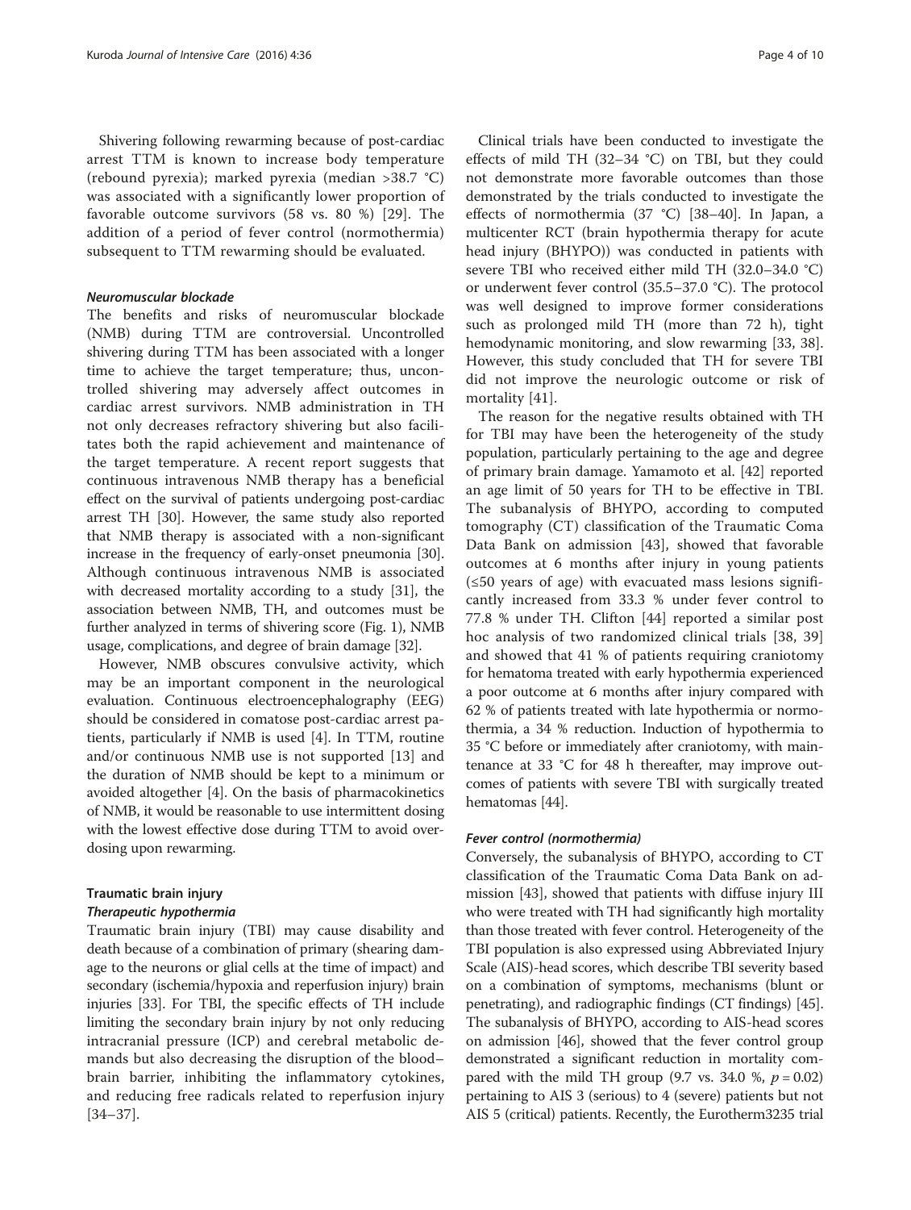Shivering following rewarming because of post-cardiac arrest TTM is known to increase body temperature (rebound pyrexia); marked pyrexia (median >38.7 °C) was associated with a significantly lower proportion of favorable outcome survivors (58 vs. 80 %) [29]. The addition of a period of fever control (normothermia) subsequent to TTM rewarming should be evaluated.

#### *Neuromuscular blockade*

The benefits and risks of neuromuscular blockade (NMB) during TTM are controversial. Uncontrolled shivering during TTM has been associated with a longer time to achieve the target temperature; thus, uncontrolled shivering may adversely affect outcomes in cardiac arrest survivors. NMB administration in TH not only decreases refractory shivering but also facilitates both the rapid achievement and maintenance of the target temperature. A recent report suggests that continuous intravenous NMB therapy has a beneficial effect on the survival of patients undergoing post-cardiac arrest TH [30]. However, the same study also reported that NMB therapy is associated with a non-significant increase in the frequency of early-onset pneumonia [30]. Although continuous intravenous NMB is associated with decreased mortality according to a study [31], the association between NMB, TH, and outcomes must be further analyzed in terms of shivering score (Fig. 1), NMB usage, complications, and degree of brain damage [32].

However, NMB obscures convulsive activity, which may be an important component in the neurological evaluation. Continuous electroencephalography (EEG) should be considered in comatose post-cardiac arrest patients, particularly if NMB is used [4]. In TTM, routine and/or continuous NMB use is not supported [13] and the duration of NMB should be kept to a minimum or avoided altogether [4]. On the basis of pharmacokinetics of NMB, it would be reasonable to use intermittent dosing with the lowest effective dose during TTM to avoid overdosing upon rewarming.

### Traumatic brain injury

#### *Therapeutic hypothermia*

Traumatic brain injury (TBI) may cause disability and death because of a combination of primary (shearing damage to the neurons or glial cells at the time of impact) and secondary (ischemia/hypoxia and reperfusion injury) brain injuries [33]. For TBI, the specific effects of TH include limiting the secondary brain injury by not only reducing intracranial pressure (ICP) and cerebral metabolic demands but also decreasing the disruption of the blood–brain barrier, inhibiting the inflammatory cytokines, and reducing free radicals related to reperfusion injury [34–37].

Clinical trials have been conducted to investigate the effects of mild TH (32–34 °C) on TBI, but they could not demonstrate more favorable outcomes than those demonstrated by the trials conducted to investigate the effects of normothermia (37 °C) [38–40]. In Japan, a multicenter RCT (brain hypothermia therapy for acute head injury (BHYPO)) was conducted in patients with severe TBI who received either mild TH (32.0–34.0 °C) or underwent fever control (35.5–37.0 °C). The protocol was well designed to improve former considerations such as prolonged mild TH (more than 72 h), tight hemodynamic monitoring, and slow rewarming [33, 38]. However, this study concluded that TH for severe TBI did not improve the neurologic outcome or risk of mortality [41].

The reason for the negative results obtained with TH for TBI may have been the heterogeneity of the study population, particularly pertaining to the age and degree of primary brain damage. Yamamoto et al. [42] reported an age limit of 50 years for TH to be effective in TBI. The subanalysis of BHYPO, according to computed tomography (CT) classification of the Traumatic Coma Data Bank on admission [43], showed that favorable outcomes at 6 months after injury in young patients (≤50 years of age) with evacuated mass lesions significantly increased from 33.3 % under fever control to 77.8 % under TH. Clifton [44] reported a similar post hoc analysis of two randomized clinical trials [38, 39] and showed that 41 % of patients requiring craniotomy for hematoma treated with early hypothermia experienced a poor outcome at 6 months after injury compared with 62 % of patients treated with late hypothermia or normothermia, a 34 % reduction. Induction of hypothermia to 35 °C before or immediately after craniotomy, with maintenance at 33 °C for 48 h thereafter, may improve outcomes of patients with severe TBI with surgically treated hematomas [44].

#### *Fever control (normothermia)*

Conversely, the subanalysis of BHYPO, according to CT classification of the Traumatic Coma Data Bank on admission [43], showed that patients with diffuse injury III who were treated with TH had significantly high mortality than those treated with fever control. Heterogeneity of the TBI population is also expressed using Abbreviated Injury Scale (AIS)-head scores, which describe TBI severity based on a combination of symptoms, mechanisms (blunt or penetrating), and radiographic findings (CT findings) [45]. The subanalysis of BHYPO, according to AIS-head scores on admission [46], showed that the fever control group demonstrated a significant reduction in mortality compared with the mild TH group (9.7 vs. 34.0 %, $p = 0.02$) pertaining to AIS 3 (serious) to 4 (severe) patients but not AIS 5 (critical) patients. Recently, the Eurotherm3235 trial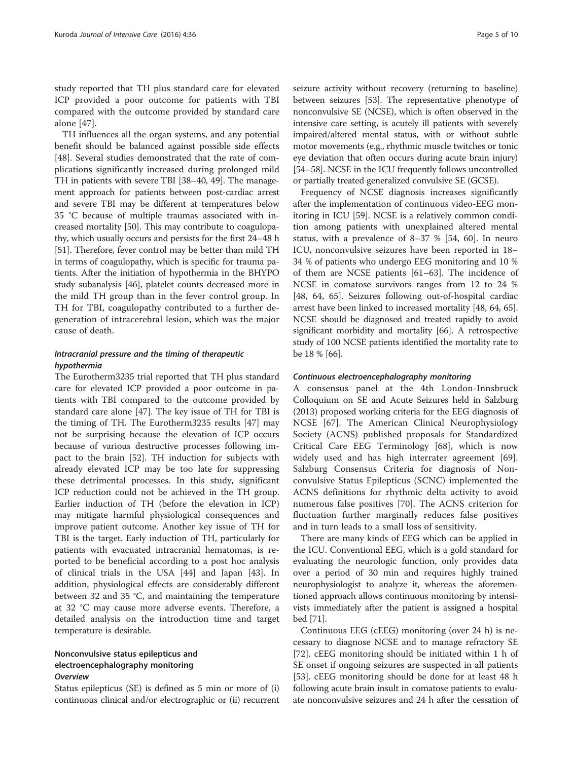study reported that TH plus standard care for elevated ICP provided a poor outcome for patients with TBI compared with the outcome provided by standard care alone [47].

TH influences all the organ systems, and any potential benefit should be balanced against possible side effects [48]. Several studies demonstrated that the rate of complications significantly increased during prolonged mild TH in patients with severe TBI [38–40, 49]. The management approach for patients between post-cardiac arrest and severe TBI may be different at temperatures below 35 °C because of multiple traumas associated with increased mortality [50]. This may contribute to coagulopathy, which usually occurs and persists for the first 24–48 h [51]. Therefore, fever control may be better than mild TH in terms of coagulopathy, which is specific for trauma patients. After the initiation of hypothermia in the BHYPO study subanalysis [46], platelet counts decreased more in the mild TH group than in the fever control group. In TH for TBI, coagulopathy contributed to a further degeneration of intracerebral lesion, which was the major cause of death.

### *Intracranial pressure and the timing of therapeutic hypothermia*

The Eurotherm3235 trial reported that TH plus standard care for elevated ICP provided a poor outcome in patients with TBI compared to the outcome provided by standard care alone [47]. The key issue of TH for TBI is the timing of TH. The Eurotherm3235 results [47] may not be surprising because the elevation of ICP occurs because of various destructive processes following impact to the brain [52]. TH induction for subjects with already elevated ICP may be too late for suppressing these detrimental processes. In this study, significant ICP reduction could not be achieved in the TH group. Earlier induction of TH (before the elevation in ICP) may mitigate harmful physiological consequences and improve patient outcome. Another key issue of TH for TBI is the target. Early induction of TH, particularly for patients with evacuated intracranial hematomas, is reported to be beneficial according to a post hoc analysis of clinical trials in the USA [44] and Japan [43]. In addition, physiological effects are considerably different between 32 and 35 °C, and maintaining the temperature at 32 °C may cause more adverse events. Therefore, a detailed analysis on the introduction time and target temperature is desirable.

## Nonconvulsive status epilepticus and electroencephalography monitoring

### *Overview*

Status epilepticus (SE) is defined as 5 min or more of (i) continuous clinical and/or electrographic or (ii) recurrent seizure activity without recovery (returning to baseline) between seizures [53]. The representative phenotype of nonconvulsive SE (NCSE), which is often observed in the intensive care setting, is acutely ill patients with severely impaired/altered mental status, with or without subtle motor movements (e.g., rhythmic muscle twitches or tonic eye deviation that often occurs during acute brain injury) [54–58]. NCSE in the ICU frequently follows uncontrolled or partially treated generalized convulsive SE (GCSE).

Frequency of NCSE diagnosis increases significantly after the implementation of continuous video-EEG monitoring in ICU [59]. NCSE is a relatively common condition among patients with unexplained altered mental status, with a prevalence of 8–37 % [54, 60]. In neuro ICU, nonconvulsive seizures have been reported in 18–34 % of patients who undergo EEG monitoring and 10 % of them are NCSE patients [61–63]. The incidence of NCSE in comatose survivors ranges from 12 to 24 % [48, 64, 65]. Seizures following out-of-hospital cardiac arrest have been linked to increased mortality [48, 64, 65]. NCSE should be diagnosed and treated rapidly to avoid significant morbidity and mortality [66]. A retrospective study of 100 NCSE patients identified the mortality rate to be 18 % [66].

### *Continuous electroencephalography monitoring*

A consensus panel at the 4th London-Innsbruck Colloquium on SE and Acute Seizures held in Salzburg (2013) proposed working criteria for the EEG diagnosis of NCSE [67]. The American Clinical Neurophysiology Society (ACNS) published proposals for Standardized Critical Care EEG Terminology [68], which is now widely used and has high interrater agreement [69]. Salzburg Consensus Criteria for diagnosis of Nonconvulsive Status Epilepticus (SCNC) implemented the ACNS definitions for rhythmic delta activity to avoid numerous false positives [70]. The ACNS criterion for fluctuation further marginally reduces false positives and in turn leads to a small loss of sensitivity.

There are many kinds of EEG which can be applied in the ICU. Conventional EEG, which is a gold standard for evaluating the neurologic function, only provides data over a period of 30 min and requires highly trained neurophysiologist to analyze it, whereas the aforementioned approach allows continuous monitoring by intensivists immediately after the patient is assigned a hospital bed [71].

Continuous EEG (cEEG) monitoring (over 24 h) is necessary to diagnose NCSE and to manage refractory SE [72]. cEEG monitoring should be initiated within 1 h of SE onset if ongoing seizures are suspected in all patients [53]. cEEG monitoring should be done for at least 48 h following acute brain insult in comatose patients to evaluate nonconvulsive seizures and 24 h after the cessation of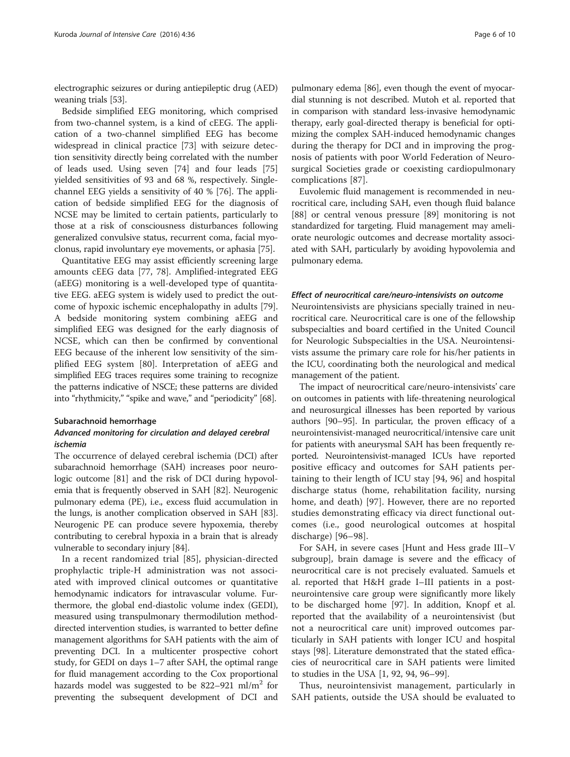electrographic seizures or during antiepileptic drug (AED) weaning trials [53].

Bedside simplified EEG monitoring, which comprised from two-channel system, is a kind of cEEG. The application of a two-channel simplified EEG has become widespread in clinical practice [73] with seizure detection sensitivity directly being correlated with the number of leads used. Using seven [74] and four leads [75] yielded sensitivities of 93 and 68 %, respectively. Single-channel EEG yields a sensitivity of 40 % [76]. The application of bedside simplified EEG for the diagnosis of NCSE may be limited to certain patients, particularly to those at a risk of consciousness disturbances following generalized convulsive status, recurrent coma, facial myoclonus, rapid involuntary eye movements, or aphasia [75].

Quantitative EEG may assist efficiently screening large amounts cEEG data [77, 78]. Amplified-integrated EEG (aEEG) monitoring is a well-developed type of quantitative EEG. aEEG system is widely used to predict the outcome of hypoxic ischemic encephalopathy in adults [79]. A bedside monitoring system combining aEEG and simplified EEG was designed for the early diagnosis of NCSE, which can then be confirmed by conventional EEG because of the inherent low sensitivity of the simplified EEG system [80]. Interpretation of aEEG and simplified EEG traces requires some training to recognize the patterns indicative of NSCE; these patterns are divided into "rhythmicity," "spike and wave," and "periodicity" [68].

#### Subarachnoid hemorrhage

##### *Advanced monitoring for circulation and delayed cerebral ischemia*

The occurrence of delayed cerebral ischemia (DCI) after subarachnoid hemorrhage (SAH) increases poor neurologic outcome [81] and the risk of DCI during hypovolemia that is frequently observed in SAH [82]. Neurogenic pulmonary edema (PE), i.e., excess fluid accumulation in the lungs, is another complication observed in SAH [83]. Neurogenic PE can produce severe hypoxemia, thereby contributing to cerebral hypoxia in a brain that is already vulnerable to secondary injury [84].

In a recent randomized trial [85], physician-directed prophylactic triple-H administration was not associated with improved clinical outcomes or quantitative hemodynamic indicators for intravascular volume. Furthermore, the global end-diastolic volume index (GEDI), measured using transpulmonary thermodilution method-directed intervention studies, is warranted to better define management algorithms for SAH patients with the aim of preventing DCI. In a multicenter prospective cohort study, for GEDI on days 1–7 after SAH, the optimal range for fluid management according to the Cox proportional hazards model was suggested to be 822–921 ml/m$^2$ for preventing the subsequent development of DCI and pulmonary edema [86], even though the event of myocardial stunning is not described. Mutoh et al. reported that in comparison with standard less-invasive hemodynamic therapy, early goal-directed therapy is beneficial for optimizing the complex SAH-induced hemodynamic changes during the therapy for DCI and in improving the prognosis of patients with poor World Federation of Neurosurgical Societies grade or coexisting cardiopulmonary complications [87].

Euvolemic fluid management is recommended in neurocritical care, including SAH, even though fluid balance [88] or central venous pressure [89] monitoring is not standardized for targeting. Fluid management may ameliorate neurologic outcomes and decrease mortality associated with SAH, particularly by avoiding hypovolemia and pulmonary edema.

##### *Effect of neurocritical care/neuro-intensivists on outcome*

Neurointensivists are physicians specially trained in neurocritical care. Neurocritical care is one of the fellowship subspecialties and board certified in the United Council for Neurologic Subspecialties in the USA. Neurointensivists assume the primary care role for his/her patients in the ICU, coordinating both the neurological and medical management of the patient.

The impact of neurocritical care/neuro-intensivists' care on outcomes in patients with life-threatening neurological and neurosurgical illnesses has been reported by various authors [90–95]. In particular, the proven efficacy of a neurointensivist-managed neurocritical/intensive care unit for patients with aneurysmal SAH has been frequently reported. Neurointensivist-managed ICUs have reported positive efficacy and outcomes for SAH patients pertaining to their length of ICU stay [94, 96] and hospital discharge status (home, rehabilitation facility, nursing home, and death) [97]. However, there are no reported studies demonstrating efficacy via direct functional outcomes (i.e., good neurological outcomes at hospital discharge) [96–98].

For SAH, in severe cases [Hunt and Hess grade III–V subgroup], brain damage is severe and the efficacy of neurocritical care is not precisely evaluated. Samuels et al. reported that H&H grade I–III patients in a post-neurointensive care group were significantly more likely to be discharged home [97]. In addition, Knopf et al. reported that the availability of a neurointensivist (but not a neurocritical care unit) improved outcomes particularly in SAH patients with longer ICU and hospital stays [98]. Literature demonstrated that the stated efficacies of neurocritical care in SAH patients were limited to studies in the USA [1, 92, 94, 96–99].

Thus, neurointensivist management, particularly in SAH patients, outside the USA should be evaluated to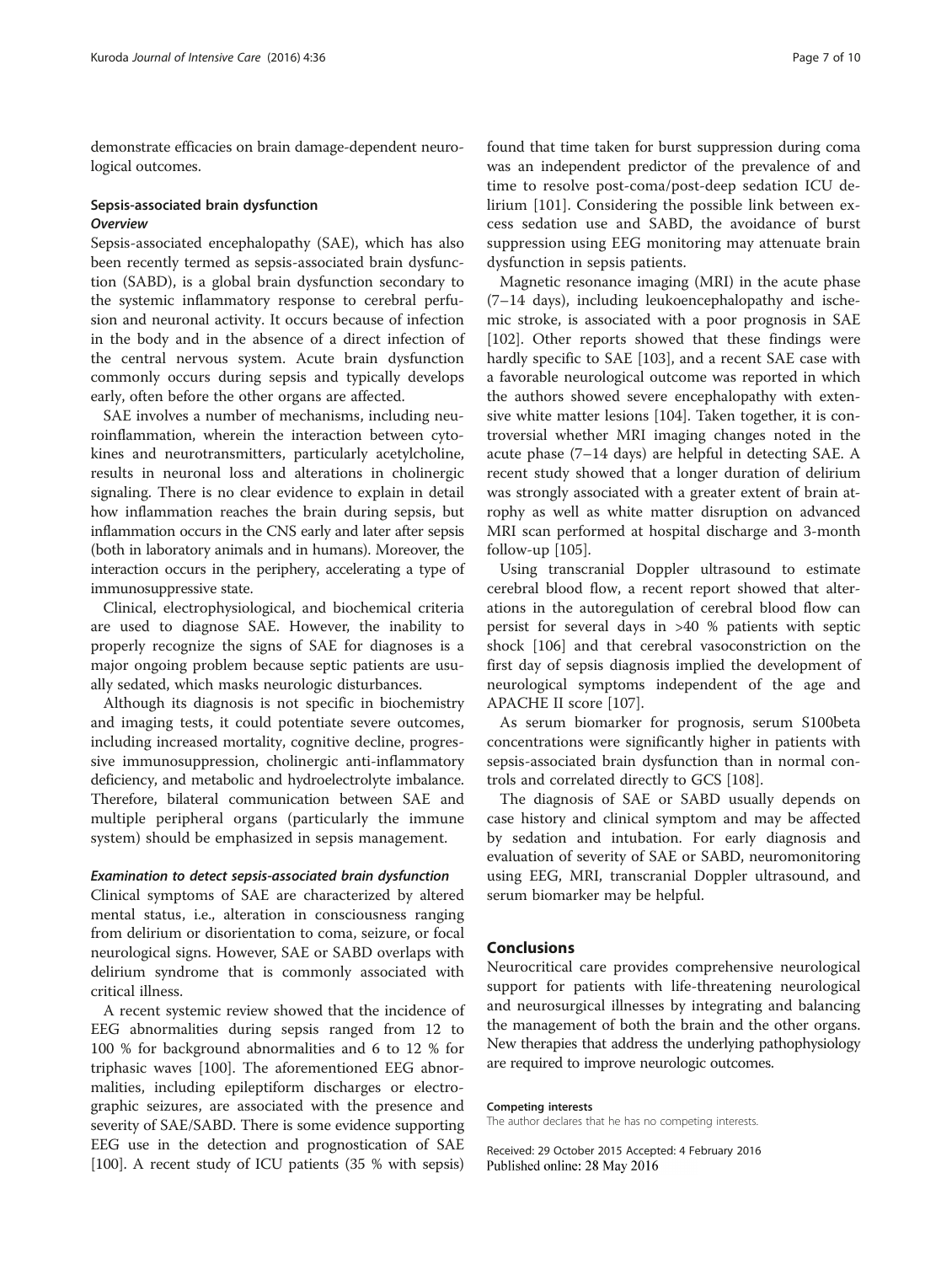demonstrate efficacies on brain damage-dependent neurological outcomes.

### Sepsis-associated brain dysfunction

#### *Overview*

Sepsis-associated encephalopathy (SAE), which has also been recently termed as sepsis-associated brain dysfunction (SABD), is a global brain dysfunction secondary to the systemic inflammatory response to cerebral perfusion and neuronal activity. It occurs because of infection in the body and in the absence of a direct infection of the central nervous system. Acute brain dysfunction commonly occurs during sepsis and typically develops early, often before the other organs are affected.

SAE involves a number of mechanisms, including neuroinflammation, wherein the interaction between cytokines and neurotransmitters, particularly acetylcholine, results in neuronal loss and alterations in cholinergic signaling. There is no clear evidence to explain in detail how inflammation reaches the brain during sepsis, but inflammation occurs in the CNS early and later after sepsis (both in laboratory animals and in humans). Moreover, the interaction occurs in the periphery, accelerating a type of immunosuppressive state.

Clinical, electrophysiological, and biochemical criteria are used to diagnose SAE. However, the inability to properly recognize the signs of SAE for diagnoses is a major ongoing problem because septic patients are usually sedated, which masks neurologic disturbances.

Although its diagnosis is not specific in biochemistry and imaging tests, it could potentiate severe outcomes, including increased mortality, cognitive decline, progressive immunosuppression, cholinergic anti-inflammatory deficiency, and metabolic and hydroelectrolyte imbalance. Therefore, bilateral communication between SAE and multiple peripheral organs (particularly the immune system) should be emphasized in sepsis management.

#### *Examination to detect sepsis-associated brain dysfunction*

Clinical symptoms of SAE are characterized by altered mental status, i.e., alteration in consciousness ranging from delirium or disorientation to coma, seizure, or focal neurological signs. However, SAE or SABD overlaps with delirium syndrome that is commonly associated with critical illness.

A recent systemic review showed that the incidence of EEG abnormalities during sepsis ranged from 12 to 100 % for background abnormalities and 6 to 12 % for triphasic waves [100]. The aforementioned EEG abnormalities, including epileptiform discharges or electrographic seizures, are associated with the presence and severity of SAE/SABD. There is some evidence supporting EEG use in the detection and prognostication of SAE [100]. A recent study of ICU patients (35 % with sepsis) found that time taken for burst suppression during coma was an independent predictor of the prevalence of and time to resolve post-coma/post-deep sedation ICU delirium [101]. Considering the possible link between excess sedation use and SABD, the avoidance of burst suppression using EEG monitoring may attenuate brain dysfunction in sepsis patients.

Magnetic resonance imaging (MRI) in the acute phase (7–14 days), including leukoencephalopathy and ischemic stroke, is associated with a poor prognosis in SAE [102]. Other reports showed that these findings were hardly specific to SAE [103], and a recent SAE case with a favorable neurological outcome was reported in which the authors showed severe encephalopathy with extensive white matter lesions [104]. Taken together, it is controversial whether MRI imaging changes noted in the acute phase (7–14 days) are helpful in detecting SAE. A recent study showed that a longer duration of delirium was strongly associated with a greater extent of brain atrophy as well as white matter disruption on advanced MRI scan performed at hospital discharge and 3-month follow-up [105].

Using transcranial Doppler ultrasound to estimate cerebral blood flow, a recent report showed that alterations in the autoregulation of cerebral blood flow can persist for several days in >40 % patients with septic shock [106] and that cerebral vasoconstriction on the first day of sepsis diagnosis implied the development of neurological symptoms independent of the age and APACHE II score [107].

As serum biomarker for prognosis, serum S100beta concentrations were significantly higher in patients with sepsis-associated brain dysfunction than in normal controls and correlated directly to GCS [108].

The diagnosis of SAE or SABD usually depends on case history and clinical symptom and may be affected by sedation and intubation. For early diagnosis and evaluation of severity of SAE or SABD, neuromonitoring using EEG, MRI, transcranial Doppler ultrasound, and serum biomarker may be helpful.

## Conclusions

Neurocritical care provides comprehensive neurological support for patients with life-threatening neurological and neurosurgical illnesses by integrating and balancing the management of both the brain and the other organs. New therapies that address the underlying pathophysiology are required to improve neurologic outcomes.

#### Competing interests

The author declares that he has no competing interests.

Received: 29 October 2015 Accepted: 4 February 2016
Published online: 28 May 2016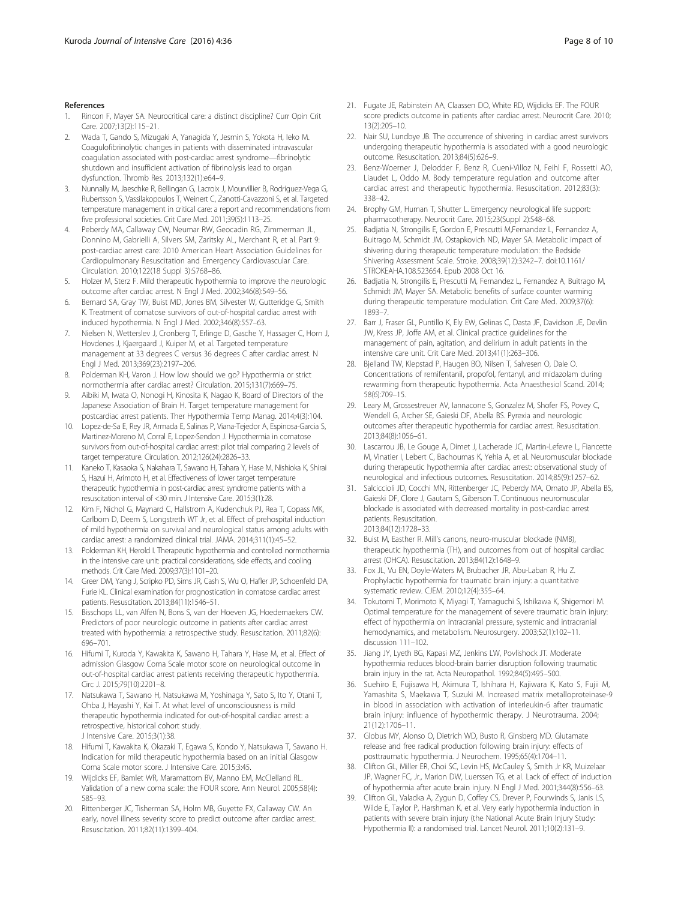## References

1. Rincon F, Mayer SA. Neurocritical care: a distinct discipline? Curr Opin Crit Care. 2007;13(2):115–21.
2. Wada T, Gando S, Mizugaki A, Yanagida Y, Jesmin S, Yokota H, Ieko M. Coagulofibrinolytic changes in patients with disseminated intravascular coagulation associated with post-cardiac arrest syndrome—fibrinolytic shutdown and insufficient activation of fibrinolysis lead to organ dysfunction. Thromb Res. 2013;132(1):e64–9.
3. Nunnally M, Jaeschke R, Bellingan G, Lacroix J, Mourvillier B, Rodriguez-Vega G, Rubertsson S, Vassilakopoulos T, Weinert C, Zanotti-Cavazzoni S, et al. Targeted temperature management in critical care: a report and recommendations from five professional societies. Crit Care Med. 2011;39(5):1113–25.
4. Peberdy MA, Callaway CW, Neumar RW, Geocadin RG, Zimmerman JL, Donnino M, Gabrielli A, Silvers SM, Zaritsky AL, Merchant R, et al. Part 9: post-cardiac arrest care: 2010 American Heart Association Guidelines for Cardiopulmonary Resuscitation and Emergency Cardiovascular Care. Circulation. 2010;122(18 Suppl 3):S768–86.
5. Holzer M, Sterz F. Mild therapeutic hypothermia to improve the neurologic outcome after cardiac arrest. N Engl J Med. 2002;346(8):549–56.
6. Bernard SA, Gray TW, Buist MD, Jones BM, Silvester W, Gutteridge G, Smith K. Treatment of comatose survivors of out-of-hospital cardiac arrest with induced hypothermia. N Engl J Med. 2002;346(8):557–63.
7. Nielsen N, Wetterslev J, Cronberg T, Erlinge D, Gasche Y, Hassager C, Horn J, Hovdenes J, Kjaergaard J, Kuiper M, et al. Targeted temperature management at 33 degrees C versus 36 degrees C after cardiac arrest. N Engl J Med. 2013;369(23):2197–206.
8. Polderman KH, Varon J. How low should we go? Hypothermia or strict normothermia after cardiac arrest? Circulation. 2015;131(7):669–75.
9. Aibiki M, Iwata O, Nonogi H, Kinosita K, Nagao K, Board of Directors of the Japanese Association of Brain H. Target temperature management for postcardiac arrest patients. Ther Hypothermia Temp Manag. 2014;4(3):104.
10. Lopez-de-Sa E, Rey JR, Armada E, Salinas P, Viana-Tejedor A, Espinosa-Garcia S, Martinez-Moreno M, Corral E, Lopez-Sendon J. Hypothermia in comatose survivors from out-of-hospital cardiac arrest: pilot trial comparing 2 levels of target temperature. Circulation. 2012;126(24):2826–33.
11. Kaneko T, Kasaoka S, Nakahara T, Sawano H, Tahara Y, Hase M, Nishioka K, Shirai S, Hazui H, Arimoto H, et al. Effectiveness of lower target temperature therapeutic hypothermia in post-cardiac arrest syndrome patients with a resuscitation interval of <30 min. J Intensive Care. 2015;3(1):28.
12. Kim F, Nichol G, Maynard C, Hallstrom A, Kudenchuk PJ, Rea T, Copass MK, Carlbom D, Deem S, Longstreth WT Jr, et al. Effect of prehospital induction of mild hypothermia on survival and neurological status among adults with cardiac arrest: a randomized clinical trial. JAMA. 2014;311(1):45–52.
13. Polderman KH, Herold I. Therapeutic hypothermia and controlled normothermia in the intensive care unit: practical considerations, side effects, and cooling methods. Crit Care Med. 2009;37(3):1101–20.
14. Greer DM, Yang J, Scripko PD, Sims JR, Cash S, Wu O, Hafler JP, Schoenfeld DA, Furie KL. Clinical examination for prognostication in comatose cardiac arrest patients. Resuscitation. 2013;84(11):1546–51.
15. Bisschops LL, van Alfen N, Bons S, van der Hoeven JG, Hoedemaekers CW. Predictors of poor neurologic outcome in patients after cardiac arrest treated with hypothermia: a retrospective study. Resuscitation. 2011;82(6): 696–701.
16. Hifumi T, Kuroda Y, Kawakita K, Sawano H, Tahara Y, Hase M, et al. Effect of admission Glasgow Coma Scale motor score on neurological outcome in out-of-hospital cardiac arrest patients receiving therapeutic hypothermia. Circ J. 2015;79(10):2201–8.
17. Natsukawa T, Sawano H, Natsukawa M, Yoshinaga Y, Sato S, Ito Y, Otani T, Ohba J, Hayashi Y, Kai T. At what level of unconsciousness is mild therapeutic hypothermia indicated for out-of-hospital cardiac arrest: a retrospective, historical cohort study. J Intensive Care. 2015;3(1):38.
18. Hifumi T, Kawakita K, Okazaki T, Egawa S, Kondo Y, Natsukawa T, Sawano H. Indication for mild therapeutic hypothermia based on an initial Glasgow Coma Scale motor score. J Intensive Care. 2015;3:45.
19. Wijdicks EF, Bamlet WR, Maramattom BV, Manno EM, McClelland RL. Validation of a new coma scale: the FOUR score. Ann Neurol. 2005;58(4): 585–93.
20. Rittenberger JC, Tisherman SA, Holm MB, Guyette FX, Callaway CW. An early, novel illness severity score to predict outcome after cardiac arrest. Resuscitation. 2011;82(11):1399–404.
21. Fugate JE, Rabinstein AA, Claassen DO, White RD, Wijdicks EF. The FOUR score predicts outcome in patients after cardiac arrest. Neurocrit Care. 2010; 13(2):205–10.
22. Nair SU, Lundbye JB. The occurrence of shivering in cardiac arrest survivors undergoing therapeutic hypothermia is associated with a good neurologic outcome. Resuscitation. 2013;84(5):626–9.
23. Benz-Woerner J, Delodder F, Benz R, Cueni-Villoz N, Feihl F, Rossetti AO, Liaudet L, Oddo M. Body temperature regulation and outcome after cardiac arrest and therapeutic hypothermia. Resuscitation. 2012;83(3): 338–42.
24. Brophy GM, Human T, Shutter L. Emergency neurological life support: pharmacotherapy. Neurocrit Care. 2015;23(Suppl 2):S48–68.
25. Badjatia N, Strongilis E, Gordon E, Prescutti M,Fernandez L, Fernandez A, Buitrago M, Schmidt JM, Ostapkovich ND, Mayer SA. Metabolic impact of shivering during therapeutic temperature modulation: the Bedside Shivering Assessment Scale. Stroke. 2008;39(12):3242–7. doi:10.1161/ STROKEAHA.108.523654. Epub 2008 Oct 16.
26. Badjatia N, Strongilis E, Prescutti M, Fernandez L, Fernandez A, Buitrago M, Schmidt JM, Mayer SA. Metabolic benefits of surface counter warming during therapeutic temperature modulation. Crit Care Med. 2009;37(6): 1893–7.
27. Barr J, Fraser GL, Puntillo K, Ely EW, Gelinas C, Dasta JF, Davidson JE, Devlin JW, Kress JP, Joffe AM, et al. Clinical practice guidelines for the management of pain, agitation, and delirium in adult patients in the intensive care unit. Crit Care Med. 2013;41(1):263–306.
28. Bjelland TW, Klepstad P, Haugen BO, Nilsen T, Salvesen O, Dale O. Concentrations of remifentanil, propofol, fentanyl, and midazolam during rewarming from therapeutic hypothermia. Acta Anaesthesiol Scand. 2014; 58(6):709–15.
29. Leary M, Grossestreuer AV, Iannacone S, Gonzalez M, Shofer FS, Povey C, Wendell G, Archer SE, Gaieski DF, Abella BS. Pyrexia and neurologic outcomes after therapeutic hypothermia for cardiac arrest. Resuscitation. 2013;84(8):1056–61.
30. Lascarrou JB, Le Gouge A, Dimet J, Lacherade JC, Martin-Lefevre L, Fiancette M, Vinatier I, Lebert C, Bachoumas K, Yehia A, et al. Neuromuscular blockade during therapeutic hypothermia after cardiac arrest: observational study of neurological and infectious outcomes. Resuscitation. 2014;85(9):1257–62.
31. Salciccioli JD, Cocchi MN, Rittenberger JC, Peberdy MA, Ornato JP, Abella BS, Gaieski DF, Clore J, Gautam S, Giberson T. Continuous neuromuscular blockade is associated with decreased mortality in post-cardiac arrest patients. Resuscitation. 2013;84(12):1728–33.
32. Buist M, Easther R. Mill's canons, neuro-muscular blockade (NMB), therapeutic hypothermia (TH), and outcomes from out of hospital cardiac arrest (OHCA). Resuscitation. 2013;84(12):1648–9.
33. Fox JL, Vu EN, Doyle-Waters M, Brubacher JR, Abu-Laban R, Hu Z. Prophylactic hypothermia for traumatic brain injury: a quantitative systematic review. CJEM. 2010;12(4):355–64.
34. Tokutomi T, Morimoto K, Miyagi T, Yamaguchi S, Ishikawa K, Shigemori M. Optimal temperature for the management of severe traumatic brain injury: effect of hypothermia on intracranial pressure, systemic and intracranial hemodynamics, and metabolism. Neurosurgery. 2003;52(1):102–11. discussion 111–102.
35. Jiang JY, Lyeth BG, Kapasi MZ, Jenkins LW, Povlishock JT. Moderate hypothermia reduces blood-brain barrier disruption following traumatic brain injury in the rat. Acta Neuropathol. 1992;84(5):495–500.
36. Suehiro E, Fujisawa H, Akimura T, Ishihara H, Kajiwara K, Kato S, Fujii M, Yamashita S, Maekawa T, Suzuki M. Increased matrix metalloproteinase-9 in blood in association with activation of interleukin-6 after traumatic brain injury: influence of hypothermic therapy. J Neurotrauma. 2004; 21(12):1706–11.
37. Globus MY, Alonso O, Dietrich WD, Busto R, Ginsberg MD. Glutamate release and free radical production following brain injury: effects of posttraumatic hypothermia. J Neurochem. 1995;65(4):1704–11.
38. Clifton GL, Miller ER, Choi SC, Levin HS, McCauley S, Smith Jr KR, Muizelaar JP, Wagner FC, Jr., Marion DW, Luerssen TG, et al. Lack of effect of induction of hypothermia after acute brain injury. N Engl J Med. 2001;344(8):556–63.
39. Clifton GL, Valadka A, Zygun D, Coffey CS, Drever P, Fourwinds S, Janis LS, Wilde E, Taylor P, Harshman K, et al. Very early hypothermia induction in patients with severe brain injury (the National Acute Brain Injury Study: Hypothermia II): a randomised trial. Lancet Neurol. 2011;10(2):131–9.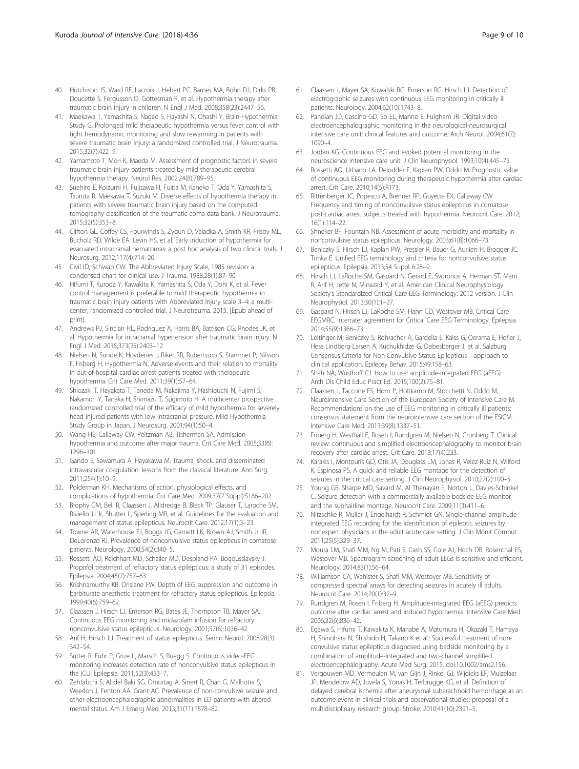40. Hutchison JS, Ward RE, Lacroix J, Hebert PC, Barnes MA, Bohn DJ, Dirks PB, Doucette S, Fergusson D, Gottesman R, et al. Hypothermia therapy after traumatic brain injury in children. N Engl J Med. 2008;358(23):2447–56.
41. Maekawa T, Yamashita S, Nagao S, Hayashi N, Ohashi Y, Brain-Hypothermia Study G. Prolonged mild therapeutic hypothermia versus fever control with tight hemodynamic monitoring and slow rewarming in patients with severe traumatic brain injury: a randomized controlled trial. J Neurotrauma. 2015;32(7):422–9.
42. Yamamoto T, Mori K, Maeda M. Assessment of prognostic factors in severe traumatic brain injury patients treated by mild therapeutic cerebral hypothermia therapy. Neurol Res. 2002;24(8):789–95.
43. Suehiro E, Koizumi H, Fujisawa H, Fujita M, Kaneko T, Oda Y, Yamashita S, Tsuruta R, Maekawa T, Suzuki M. Diverse effects of hypothermia therapy in patients with severe traumatic brain injury based on the computed tomography classification of the traumatic coma data bank. J Neurotrauma. 2015;32(5):353–8.
44. Clifton GL, Coffey CS, Fourwinds S, Zygun D, Valadka A, Smith KR, Frisby ML, Bucholz RD, Wilde EA, Levin HS, et al. Early induction of hypothermia for evacuated intracranial hematomas: a post hoc analysis of two clinical trials. J Neurosurg. 2012;117(4):714–20.
45. Civil ID, Schwab CW. The Abbreviated Injury Scale, 1985 revision: a condensed chart for clinical use. J Trauma. 1988;28(1):87–90.
46. Hifumi T, Kuroda Y, Kawakita K, Yamashita S, Oda Y, Dohi K, et al. Fever control management is preferable to mild therapeutic hypothermia in traumatic brain injury patients with Abbreviated Injury scale 3–4: a multi-center, randomized controlled trial. J Neurotrauma. 2015. [Epub ahead of print].
47. Andrews PJ, Sinclair HL, Rodriguez A, Harris BA, Battison CG, Rhodes JK, et al. Hypothermia for intracranial hypertension after traumatic brain injury. N Engl J Med. 2015;373(25):2403–12.
48. Nielsen N, Sunde K, Hovdenes J, Riker RR, Rubertsson S, Stammet P, Nilsson F, Friberg H, Hypothermia N. Adverse events and their relation to mortality in out-of-hospital cardiac arrest patients treated with therapeutic hypothermia. Crit Care Med. 2011;39(1):57–64.
49. Shiozaki T, Hayakata T, Taneda M, Nakajima Y, Hashiguchi N, Fujimi S, Nakamori Y, Tanaka H, Shimazu T, Sugimoto H. A multicenter prospective randomized controlled trial of the efficacy of mild hypothermia for severely head injured patients with low intracranial pressure. Mild Hypothermia Study Group in Japan. J Neurosurg. 2001;94(1):50–4.
50. Wang HE, Callaway CW, Peitzman AB, Tisherman SA. Admission hypothermia and outcome after major trauma. Crit Care Med. 2005;33(6): 1296–301.
51. Gando S, Sawamura A, Hayakawa M. Trauma, shock, and disseminated intravascular coagulation: lessons from the classical literature. Ann Surg. 2011;254(1):10–9.
52. Polderman KH. Mechanisms of action, physiological effects, and complications of hypothermia. Crit Care Med. 2009;37(7 Suppl):S186–202.
53. Brophy GM, Bell R, Claassen J, Alldredge B, Bleck TP, Glauser T, Laroche SM, Riviello JJ Jr, Shutter L, Sperling MR, et al. Guidelines for the evaluation and management of status epilepticus. Neurocrit Care. 2012;17(1):3–23.
54. Towne AR, Waterhouse EJ, Boggs JG, Garnett LK, Brown AJ, Smith Jr JR, DeLorenzo RJ. Prevalence of nonconvulsive status epilepticus in comatose patients. Neurology. 2000;54(2):340–5.
55. Rossetti AO, Reichhart MD, Schaller MD, Despland PA, Bogousslavsky J. Propofol treatment of refractory status epilepticus: a study of 31 episodes. Epilepsia. 2004;45(7):757–63.
56. Krishnamurthy KB, Drislane FW. Depth of EEG suppression and outcome in barbiturate anesthetic treatment for refractory status epilepticus. Epilepsia. 1999;40(6):759–62.
57. Claassen J, Hirsch LJ, Emerson RG, Bates JE, Thompson TB, Mayer SA. Continuous EEG monitoring and midazolam infusion for refractory nonconvulsive status epilepticus. Neurology. 2001;57(6):1036–42.
58. Arif H, Hirsch LJ. Treatment of status epilepticus. Semin Neurol. 2008;28(3): 342–54.
59. Sutter R, Fuhr P, Grize L, Marsch S, Ruegg S. Continuous video-EEG monitoring increases detection rate of nonconvulsive status epilepticus in the ICU. Epilepsia. 2011;52(3):453–7.
60. Zehtabchi S, Abdel Baki SG, Omurtag A, Sinert R, Chari G, Malhotra S, Weedon J, Fenton AA, Grant AC. Prevalence of non-convulsive seizure and other electroencephalographic abnormalities in ED patients with altered mental status. Am J Emerg Med. 2013;31(11):1578–82.
61. Claassen J, Mayer SA, Kowalski RG, Emerson RG, Hirsch LJ. Detection of electrographic seizures with continuous EEG monitoring in critically ill patients. Neurology. 2004;62(10):1743–8.
62. Pandian JD, Cascino GD, So EL, Manno E, Fulgham JR. Digital video-electroencephalographic monitoring in the neurological-neurosurgical intensive care unit: clinical features and outcome. Arch Neurol. 2004;61(7): 1090–4.
63. Jordan KG. Continuous EEG and evoked potential monitoring in the neuroscience intensive care unit. J Clin Neurophysiol. 1993;10(4):445–75.
64. Rossetti AO, Urbano LA, Delodder F, Kaplan PW, Oddo M. Prognostic value of continuous EEG monitoring during therapeutic hypothermia after cardiac arrest. Crit Care. 2010;14(5):R173.
65. Rittenberger JC, Popescu A, Brenner RP, Guyette FX, Callaway CW. Frequency and timing of nonconvulsive status epilepticus in comatose post-cardiac arrest subjects treated with hypothermia. Neurocrit Care. 2012; 16(1):114–22.
66. Shneker BF, Fountain NB. Assessment of acute morbidity and mortality in nonconvulsive status epilepticus. Neurology. 2003;61(8):1066–73.
67. Beniczky S, Hirsch LJ, Kaplan PW, Pressler R, Bauer G, Aurlien H, Brogger JC, Trinka E. Unified EEG terminology and criteria for nonconvulsive status epilepticus. Epilepsia. 2013;54 Suppl 6:28–9.
68. Hirsch LJ, LaRoche SM, Gaspard N, Gerard E, Svoronos A, Herman ST, Mani R, Arif H, Jette N, Minazad Y, et al. American Clinical Neurophysiology Society's Standardized Critical Care EEG Terminology: 2012 version. J Clin Neurophysiol. 2013;30(1):1–27.
69. Gaspard N, Hirsch LJ, LaRoche SM, Hahn CD, Westover MB, Critical Care EEGMRC. Interrater agreement for Critical Care EEG Terminology. Epilepsia. 2014;55(9):1366–73.
70. Leitinger M, Beniczky S, Rohracher A, Gardella E, Kalss G, Qerama E, Hofler J, Hess Lindberg-Larsen A, Kuchukhidze G, Dobesberger J, et al. Salzburg Consensus Criteria for Non-Convulsive Status Epilepticus—approach to clinical application. Epilepsy Behav. 2015;49:158–63.
71. Shah NA, Wusthoff CJ. How to use: amplitude-integrated EEG (aEEG). Arch Dis Child Educ Pract Ed. 2015;100(2):75–81.
72. Claassen J, Taccone FS, Horn P, Holtkamp M, Stocchetti N, Oddo M, Neurointensive Care Section of the European Society of Intensive Care M. Recommendations on the use of EEG monitoring in critically ill patients: consensus statement from the neurointensive care section of the ESICM. Intensive Care Med. 2013;39(8):1337–51.
73. Friberg H, Westhall E, Rosen I, Rundgren M, Nielsen N, Cronberg T. Clinical review: continuous and simplified electroencephalography to monitor brain recovery after cardiac arrest. Crit Care. 2013;17(4):233.
74. Karakis I, Montouris GD, Otis JA, Douglass LM, Jonas R, Velez-Ruiz N, Wilford K, Espinosa PS. A quick and reliable EEG montage for the detection of seizures in the critical care setting. J Clin Neurophysiol. 2010;27(2):100–5.
75. Young GB, Sharpe MD, Savard M, Al Thenayan E, Norton L, Davies-Schinkel C. Seizure detection with a commercially available bedside EEG monitor and the subhairline montage. Neurocrit Care. 2009;11(3):411–6.
76. Nitzschke R, Muller J, Engelhardt R, Schmidt GN. Single-channel amplitude integrated EEG recording for the identification of epileptic seizures by nonexpert physicians in the adult acute care setting. J Clin Monit Comput. 2011;25(5):329–37.
77. Moura LM, Shafi MM, Ng M, Pati S, Cash SS, Cole AJ, Hoch DB, Rosenthal ES, Westover MB. Spectrogram screening of adult EEGs is sensitive and efficient. Neurology. 2014;83(1):56–64.
78. Williamson CA, Wahlster S, Shafi MM, Westover MB. Sensitivity of compressed spectral arrays for detecting seizures in acutely ill adults. Neurocrit Care. 2014;20(1):32–9.
79. Rundgren M, Rosen I, Friberg H. Amplitude-integrated EEG (aEEG) predicts outcome after cardiac arrest and induced hypothermia. Intensive Care Med. 2006;32(6):836–42.
80. Egawa S, Hifumi T, Kawakita K, Manabe A, Matumura H, Okazaki T, Hamaya H, Shinohara N, Shishido H, Takano K et al.: Successful treatment of non-convulsive status epilepticus diagnosed using bedside monitoring by a combination of amplitude-integrated and two-channel simplified electroencephalography. Acute Med Surg. 2015. doi:10.1002/ams2.156.
81. Vergouwen MD, Vermeulen M, van Gijn J, Rinkel GJ, Wijdicks EF, Muizelaar JP, Mendelow AD, Juvela S, Yonas H, Terbrugge KG, et al. Definition of delayed cerebral ischemia after aneurysmal subarachnoid hemorrhage as an outcome event in clinical trials and observational studies: proposal of a multidisciplinary research group. Stroke. 2010;41(10):2391–5.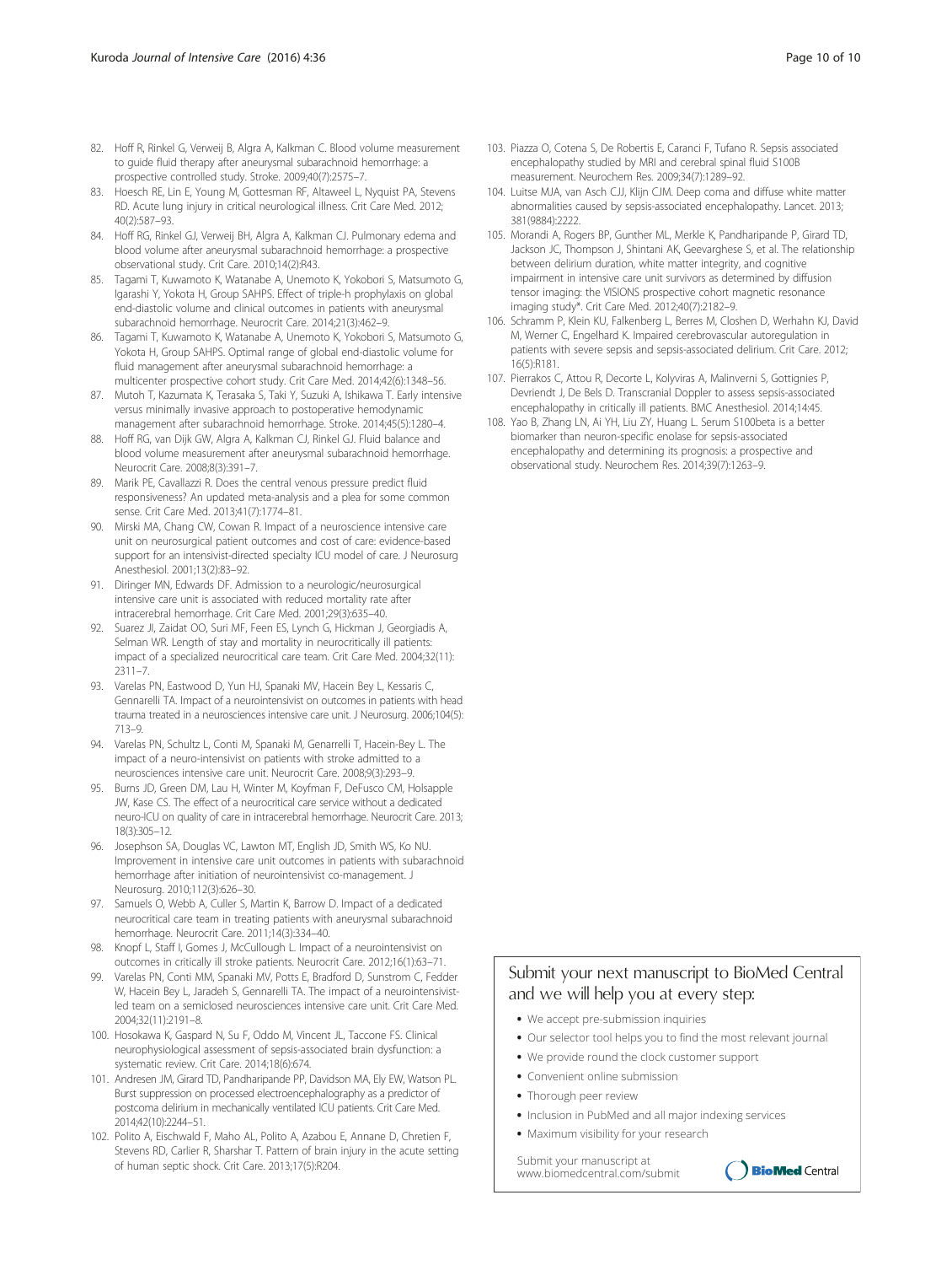82. Hoff R, Rinkel G, Verweij B, Algra A, Kalkman C. Blood volume measurement to guide fluid therapy after aneurysmal subarachnoid hemorrhage: a prospective controlled study. Stroke. 2009;40(7):2575–7.
83. Hoesch RE, Lin E, Young M, Gottesman RF, Altaweel L, Nyquist PA, Stevens RD. Acute lung injury in critical neurological illness. Crit Care Med. 2012; 40(2):587–93.
84. Hoff RG, Rinkel GJ, Verweij BH, Algra A, Kalkman CJ. Pulmonary edema and blood volume after aneurysmal subarachnoid hemorrhage: a prospective observational study. Crit Care. 2010;14(2):R43.
85. Tagami T, Kuwamoto K, Watanabe A, Unemoto K, Yokobori S, Matsumoto G, Igarashi Y, Yokota H, Group SAHPS. Effect of triple-h prophylaxis on global end-diastolic volume and clinical outcomes in patients with aneurysmal subarachnoid hemorrhage. Neurocrit Care. 2014;21(3):462–9.
86. Tagami T, Kuwamoto K, Watanabe A, Unemoto K, Yokobori S, Matsumoto G, Yokota H, Group SAHPS. Optimal range of global end-diastolic volume for fluid management after aneurysmal subarachnoid hemorrhage: a multicenter prospective cohort study. Crit Care Med. 2014;42(6):1348–56.
87. Mutoh T, Kazumata K, Terasaka S, Taki Y, Suzuki A, Ishikawa T. Early intensive versus minimally invasive approach to postoperative hemodynamic management after subarachnoid hemorrhage. Stroke. 2014;45(5):1280–4.
88. Hoff RG, van Dijk GW, Algra A, Kalkman CJ, Rinkel GJ. Fluid balance and blood volume measurement after aneurysmal subarachnoid hemorrhage. Neurocrit Care. 2008;8(3):391–7.
89. Marik PE, Cavallazzi R. Does the central venous pressure predict fluid responsiveness? An updated meta-analysis and a plea for some common sense. Crit Care Med. 2013;41(7):1774–81.
90. Mirski MA, Chang CW, Cowan R. Impact of a neuroscience intensive care unit on neurosurgical patient outcomes and cost of care: evidence-based support for an intensivist-directed specialty ICU model of care. J Neurosurg Anesthesiol. 2001;13(2):83–92.
91. Diringer MN, Edwards DF. Admission to a neurologic/neurosurgical intensive care unit is associated with reduced mortality rate after intracerebral hemorrhage. Crit Care Med. 2001;29(3):635–40.
92. Suarez JI, Zaidat OO, Suri MF, Feen ES, Lynch G, Hickman J, Georgiadis A, Selman WR. Length of stay and mortality in neurocritically ill patients: impact of a specialized neurocritical care team. Crit Care Med. 2004;32(11): 2311–7.
93. Varelas PN, Eastwood D, Yun HJ, Spanaki MV, Hacein Bey L, Kessaris C, Gennarelli TA. Impact of a neurointensivist on outcomes in patients with head trauma treated in a neurosciences intensive care unit. J Neurosurg. 2006;104(5): 713–9.
94. Varelas PN, Schultz L, Conti M, Spanaki M, Genarrelli T, Hacein-Bey L. The impact of a neuro-intensivist on patients with stroke admitted to a neurosciences intensive care unit. Neurocrit Care. 2008;9(3):293–9.
95. Burns JD, Green DM, Lau H, Winter M, Koyfman F, DeFusco CM, Holsapple JW, Kase CS. The effect of a neurocritical care service without a dedicated neuro-ICU on quality of care in intracerebral hemorrhage. Neurocrit Care. 2013; 18(3):305–12.
96. Josephson SA, Douglas VC, Lawton MT, English JD, Smith WS, Ko NU. Improvement in intensive care unit outcomes in patients with subarachnoid hemorrhage after initiation of neurointensivist co-management. J Neurosurg. 2010;112(3):626–30.
97. Samuels O, Webb A, Culler S, Martin K, Barrow D. Impact of a dedicated neurocritical care team in treating patients with aneurysmal subarachnoid hemorrhage. Neurocrit Care. 2011;14(3):334–40.
98. Knopf L, Staff I, Gomes J, McCullough L. Impact of a neurointensivist on outcomes in critically ill stroke patients. Neurocrit Care. 2012;16(1):63–71.
99. Varelas PN, Conti MM, Spanaki MV, Potts E, Bradford D, Sunstrom C, Fedder W, Hacein Bey L, Jaradeh S, Gennarelli TA. The impact of a neurointensivist-led team on a semiclosed neurosciences intensive care unit. Crit Care Med. 2004;32(11):2191–8.
100. Hosokawa K, Gaspard N, Su F, Oddo M, Vincent JL, Taccone FS. Clinical neurophysiological assessment of sepsis-associated brain dysfunction: a systematic review. Crit Care. 2014;18(6):674.
101. Andresen JM, Girard TD, Pandharipande PP, Davidson MA, Ely EW, Watson PL. Burst suppression on processed electroencephalography as a predictor of postcoma delirium in mechanically ventilated ICU patients. Crit Care Med. 2014;42(10):2244–51.
102. Polito A, Eischwald F, Maho AL, Polito A, Azabou E, Annane D, Chretien F, Stevens RD, Carlier R, Sharshar T. Pattern of brain injury in the acute setting of human septic shock. Crit Care. 2013;17(5):R204.
103. Piazza O, Cotena S, De Robertis E, Caranci F, Tufano R. Sepsis associated encephalopathy studied by MRI and cerebral spinal fluid S100B measurement. Neurochem Res. 2009;34(7):1289–92.
104. Luitse MJA, van Asch CJJ, Klijn CJM. Deep coma and diffuse white matter abnormalities caused by sepsis-associated encephalopathy. Lancet. 2013; 381(9884):2222.
105. Morandi A, Rogers BP, Gunther ML, Merkle K, Pandharipande P, Girard TD, Jackson JC, Thompson J, Shintani AK, Geevarghese S, et al. The relationship between delirium duration, white matter integrity, and cognitive impairment in intensive care unit survivors as determined by diffusion tensor imaging: the VISIONS prospective cohort magnetic resonance imaging study*. Crit Care Med. 2012;40(7):2182–9.
106. Schramm P, Klein KU, Falkenberg L, Berres M, Closhen D, Werhahn KJ, David M, Werner C, Engelhard K. Impaired cerebrovascular autoregulation in patients with severe sepsis and sepsis-associated delirium. Crit Care. 2012; 16(5):R181.
107. Pierrakos C, Attou R, Decorte L, Kolyviras A, Malinverni S, Gottignies P, Devriendt J, De Bels D. Transcranial Doppler to assess sepsis-associated encephalopathy in critically ill patients. BMC Anesthesiol. 2014;14:45.
108. Yao B, Zhang LN, Ai YH, Liu ZY, Huang L. Serum S100beta is a better biomarker than neuron-specific enolase for sepsis-associated encephalopathy and determining its prognosis: a prospective and observational study. Neurochem Res. 2014;39(7):1263–9.

Submit your next manuscript to BioMed Central and we will help you at every step:

- We accept pre-submission inquiries
- Our selector tool helps you to find the most relevant journal
- We provide round the clock customer support
- Convenient online submission
- Thorough peer review
- Inclusion in PubMed and all major indexing services
- Maximum visibility for your research

Submit your manuscript at
www.biomedcentral.com/submit

BioMed Central